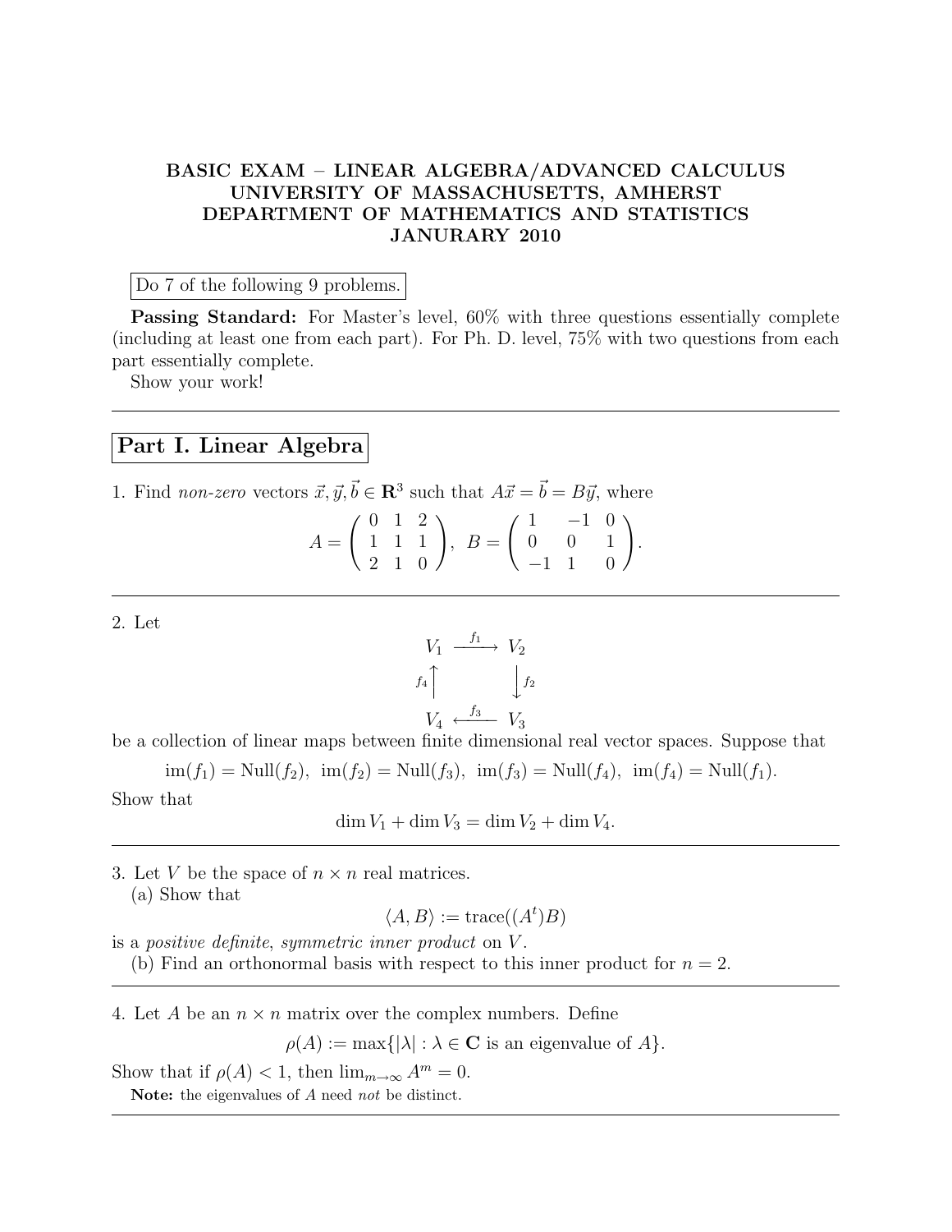# BASIC EXAM – LINEAR ALGEBRA/ADVANCED CALCULUS
# UNIVERSITY OF MASSACHUSETTS, AMHERST
# DEPARTMENT OF MATHEMATICS AND STATISTICS
# JANURARY 2010

Do 7 of the following 9 problems.

**Passing Standard:** For Master's level, 60% with three questions essentially complete (including at least one from each part). For Ph. D. level, 75% with two questions from each part essentially complete.

Show your work!

---

## Part I. Linear Algebra

1. Find *non-zero* vectors $\vec{x}, \vec{y}, \vec{b} \in \mathbf{R}^3$ such that $A\vec{x} = \vec{b} = B\vec{y}$, where

$$A = \begin{pmatrix} 0 & 1 & 2 \\ 1 & 1 & 1 \\ 2 & 1 & 0 \end{pmatrix}, \quad B = \begin{pmatrix} 1 & -1 & 0 \\ 0 & 0 & 1 \\ -1 & 1 & 0 \end{pmatrix}.$$

---

2. Let

$$\begin{array}{ccc} V_1 & \xrightarrow{f_1} & V_2 \\ {\scriptstyle f_4}\uparrow & & \downarrow{\scriptstyle f_2} \\ V_4 & \xleftarrow{f_3} & V_3 \end{array}$$

be a collection of linear maps between finite dimensional real vector spaces. Suppose that

$$\operatorname{im}(f_1) = \operatorname{Null}(f_2), \ \operatorname{im}(f_2) = \operatorname{Null}(f_3), \ \operatorname{im}(f_3) = \operatorname{Null}(f_4), \ \operatorname{im}(f_4) = \operatorname{Null}(f_1).$$

Show that

$$\dim V_1 + \dim V_3 = \dim V_2 + \dim V_4.$$

---

3. Let $V$ be the space of $n \times n$ real matrices.

(a) Show that

$$\langle A, B \rangle := \operatorname{trace}((A^t)B)$$

is a *positive definite*, *symmetric inner product* on $V$.

(b) Find an orthonormal basis with respect to this inner product for $n = 2$.

---

4. Let $A$ be an $n \times n$ matrix over the complex numbers. Define

$$\rho(A) := \max\{|\lambda| : \lambda \in \mathbf{C} \text{ is an eigenvalue of } A\}.$$

Show that if $\rho(A) < 1$, then $\lim_{m \to \infty} A^m = 0$.

**Note:** the eigenvalues of $A$ need *not* be distinct.

---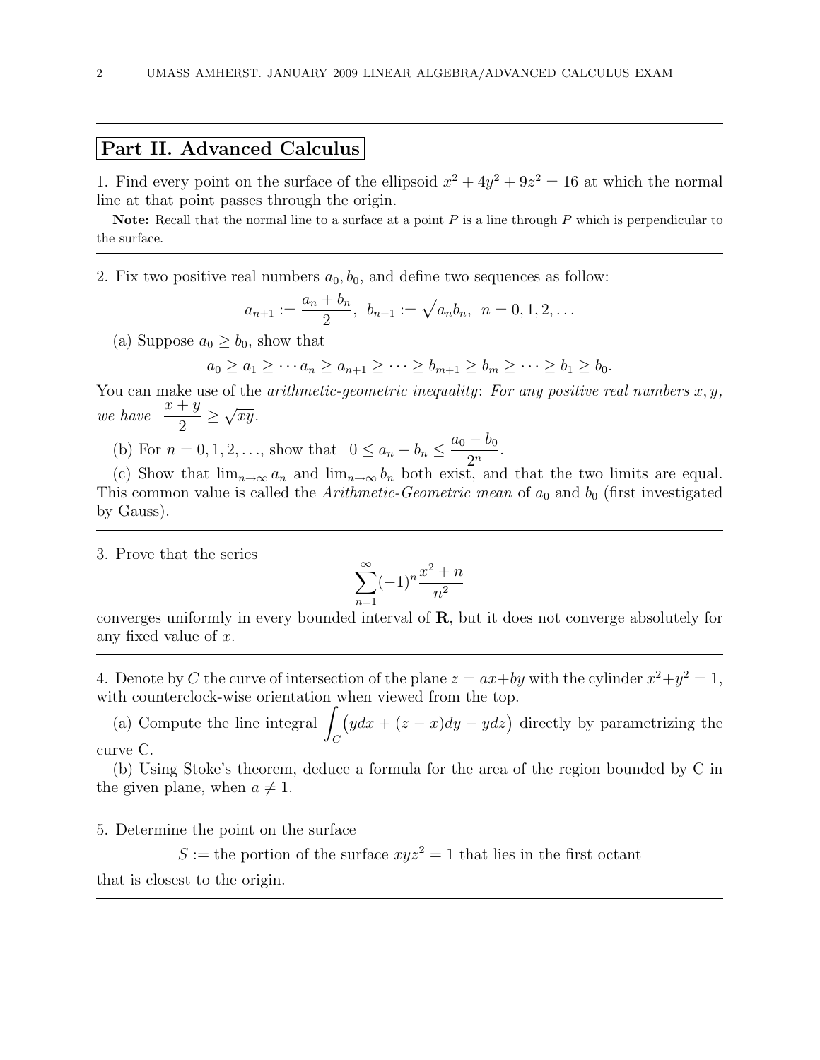## Part II. Advanced Calculus

1. Find every point on the surface of the ellipsoid $x^2 + 4y^2 + 9z^2 = 16$ at which the normal line at that point passes through the origin.

**Note:** Recall that the normal line to a surface at a point $P$ is a line through $P$ which is perpendicular to the surface.

---

2. Fix two positive real numbers $a_0, b_0$, and define two sequences as follow:

$$a_{n+1} := \frac{a_n + b_n}{2}, \;\; b_{n+1} := \sqrt{a_n b_n}, \;\; n = 0, 1, 2, \ldots$$

(a) Suppose $a_0 \geq b_0$, show that

$$a_0 \geq a_1 \geq \cdots a_n \geq a_{n+1} \geq \cdots \geq b_{m+1} \geq b_m \geq \cdots \geq b_1 \geq b_0.$$

You can make use of the *arithmetic-geometric inequality*: *For any positive real numbers $x, y$, we have* $\dfrac{x+y}{2} \geq \sqrt{xy}$.

(b) For $n = 0, 1, 2, \ldots$, show that $0 \leq a_n - b_n \leq \dfrac{a_0 - b_0}{2^n}$.

(c) Show that $\lim_{n\to\infty} a_n$ and $\lim_{n\to\infty} b_n$ both exist, and that the two limits are equal. This common value is called the *Arithmetic-Geometric mean* of $a_0$ and $b_0$ (first investigated by Gauss).

---

3. Prove that the series

$$\sum_{n=1}^{\infty} (-1)^n \frac{x^2 + n}{n^2}.$$

converges uniformly in every bounded interval of $\mathbf{R}$, but it does not converge absolutely for any fixed value of $x$.

---

4. Denote by $C$ the curve of intersection of the plane $z = ax + by$ with the cylinder $x^2 + y^2 = 1$, with counterclock-wise orientation when viewed from the top.

(a) Compute the line integral $\displaystyle\int_C \big(y dx + (z - x) dy - y dz\big)$ directly by parametrizing the curve C.

(b) Using Stoke's theorem, deduce a formula for the area of the region bounded by C in the given plane, when $a \neq 1$.

---

5. Determine the point on the surface

$S :=$ the portion of the surface $xyz^2 = 1$ that lies in the first octant

that is closest to the origin.